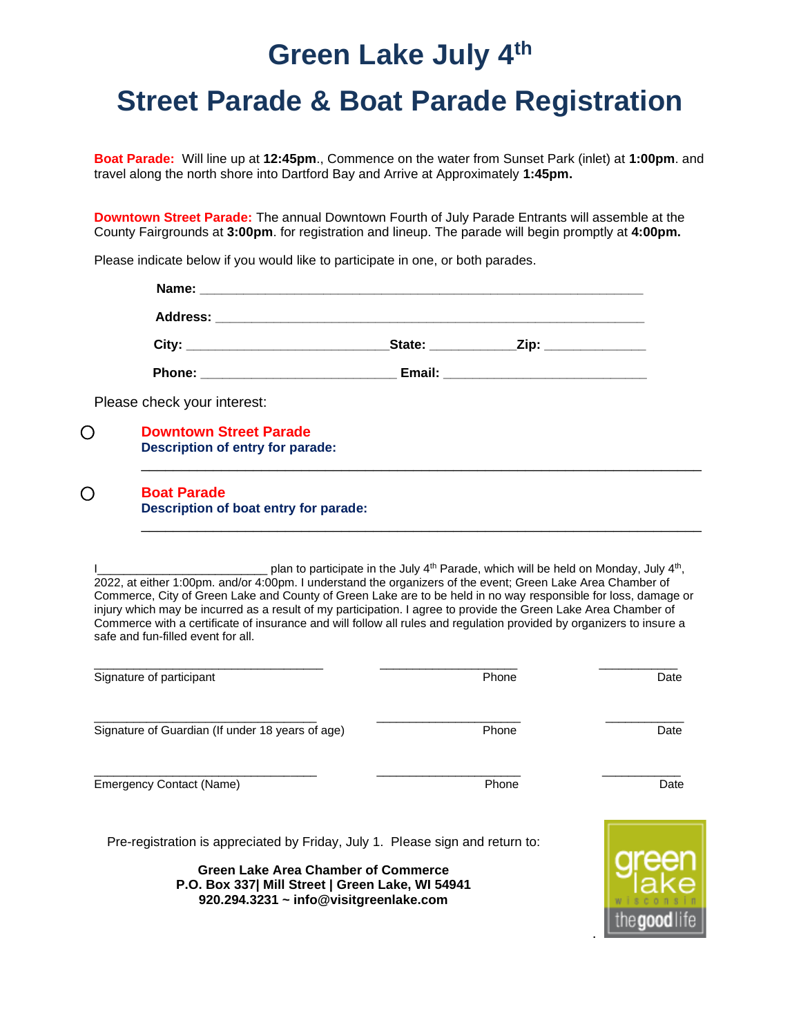# Green Lake July 4th

# Street Parade & Boat Parade Registration

**Boat Parade:** Will line up at **12:45pm**., Commence on the water from Sunset Park (inlet) at **1:00pm**. and travel along the north shore into Dartford Bay and Arrive at Approximately **1:45pm.**

**Downtown Street Parade:** The annual Downtown Fourth of July Parade Entrants will assemble at the County Fairgrounds at **3:00pm**. for registration and lineup. The parade will begin promptly at **4:00pm.**

Please indicate below if you would like to participate in one, or both parades.

**Name:** ___________________________________________________________

**Address:** ________________________________________________________

**City:** ___________________________ **State:** ___________ **Zip:** _____________

**Phone:** __________________________ **Email:** ___________________________

Please check your interest:

○ **Downtown Street Parade**
**Description of entry for parade:**

_________________________________________________________________________

○ **Boat Parade**
**Description of boat entry for parade:**

_________________________________________________________________________

I_________________________ plan to participate in the July 4th Parade, which will be held on Monday, July 4th, 2022, at either 1:00pm. and/or 4:00pm. I understand the organizers of the event; Green Lake Area Chamber of Commerce, City of Green Lake and County of Green Lake are to be held in no way responsible for loss, damage or injury which may be incurred as a result of my participation. I agree to provide the Green Lake Area Chamber of Commerce with a certificate of insurance and will follow all rules and regulation provided by organizers to insure a safe and fun-filled event for all.

_________________________________ ____________________ ___________
Signature of participant Phone Date

_________________________________ ____________________ ___________
Signature of Guardian (If under 18 years of age) Phone Date

_________________________________ ____________________ ___________
Emergency Contact (Name) Phone Date

Pre-registration is appreciated by Friday, July 1. Please sign and return to:

**Green Lake Area Chamber of Commerce**
**P.O. Box 337| Mill Street | Green Lake, WI 54941**
**920.294.3231 ~ info@visitgreenlake.com**

green lake wisconsin the good life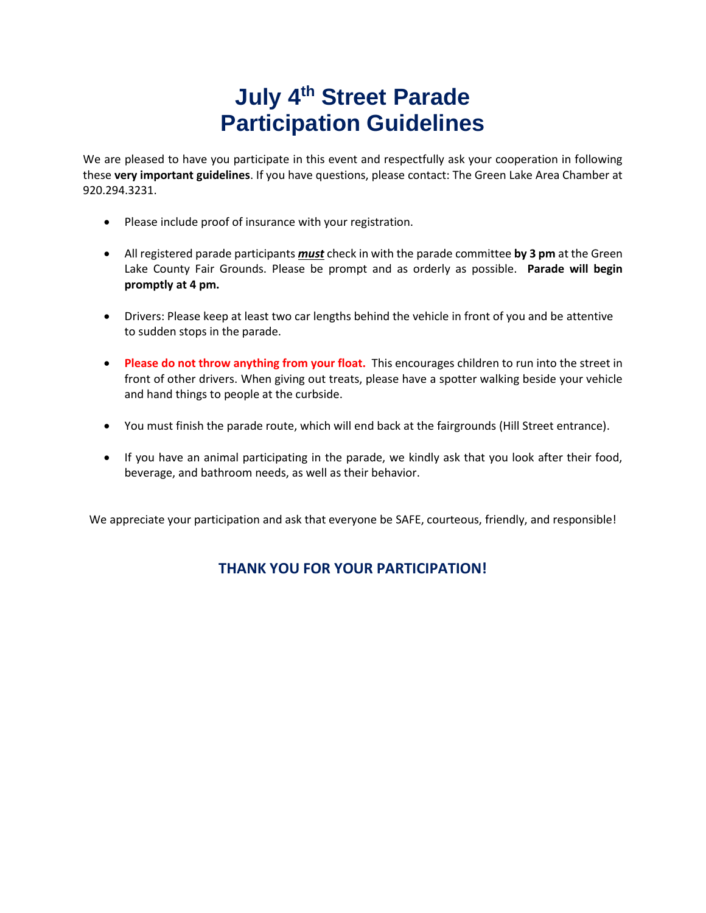# July 4th Street Parade
# Participation Guidelines

We are pleased to have you participate in this event and respectfully ask your cooperation in following these **very important guidelines**. If you have questions, please contact: The Green Lake Area Chamber at 920.294.3231.

- Please include proof of insurance with your registration.
- All registered parade participants ***must*** check in with the parade committee **by 3 pm** at the Green Lake County Fair Grounds. Please be prompt and as orderly as possible. **Parade will begin promptly at 4 pm.**
- Drivers: Please keep at least two car lengths behind the vehicle in front of you and be attentive to sudden stops in the parade.
- **Please do not throw anything from your float.** This encourages children to run into the street in front of other drivers. When giving out treats, please have a spotter walking beside your vehicle and hand things to people at the curbside.
- You must finish the parade route, which will end back at the fairgrounds (Hill Street entrance).
- If you have an animal participating in the parade, we kindly ask that you look after their food, beverage, and bathroom needs, as well as their behavior.

We appreciate your participation and ask that everyone be SAFE, courteous, friendly, and responsible!

## THANK YOU FOR YOUR PARTICIPATION!